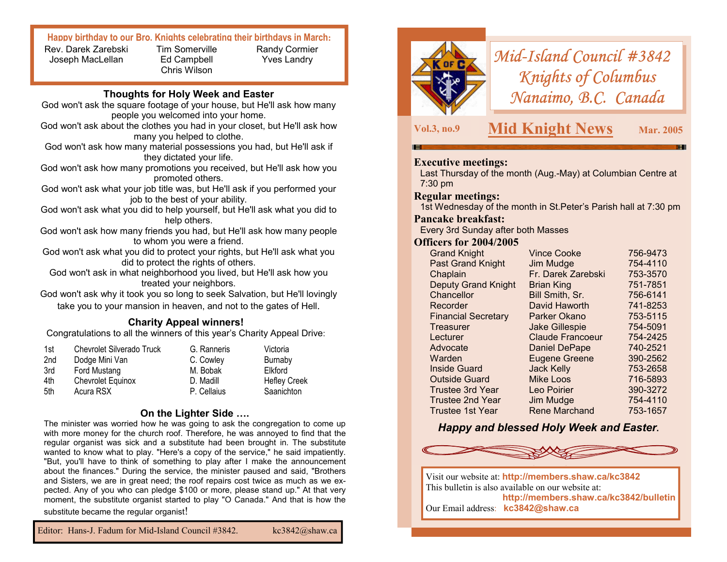# Mid-Island Council #3842
# Knights of Columbus
# Nanaimo, B.C. Canada

**Vol.3, no.9** **Mid Knight News** **Mar. 2005**

**Executive meetings:**
Last Thursday of the month (Aug.-May) at Columbian Centre at 7:30 pm

**Regular meetings:**
1st Wednesday of the month in St.Peter's Parish hall at 7:30 pm

**Pancake breakfast:**
Every 3rd Sunday after both Masses

**Officers for 2004/2005**

| | | |
|---|---|---|
| Grand Knight | Vince Cooke | 756-9473 |
| Past Grand Knight | Jim Mudge | 754-4110 |
| Chaplain | Fr. Darek Zarebski | 753-3570 |
| Deputy Grand Knight | Brian King | 751-7851 |
| Chancellor | Bill Smith, Sr. | 756-6141 |
| Recorder | David Haworth | 741-8253 |
| Financial Secretary | Parker Okano | 753-5115 |
| Treasurer | Jake Gillespie | 754-5091 |
| Lecturer | Claude Francoeur | 754-2425 |
| Advocate | Daniel DePape | 740-2521 |
| Warden | Eugene Greene | 390-2562 |
| Inside Guard | Jack Kelly | 753-2658 |
| Outside Guard | Mike Loos | 716-5893 |
| Trustee 3rd Year | Leo Poirier | 390-3272 |
| Trustee 2nd Year | Jim Mudge | 754-4110 |
| Trustee 1st Year | Rene Marchand | 753-1657 |

***Happy and blessed Holy Week and Easter.***

Visit our website at: **http://members.shaw.ca/kc3842**
This bulletin is also available on our website at: **http://members.shaw.ca/kc3842/bulletin**
Our Email address: **kc3842@shaw.ca**

**Happy birthday to our Bro. Knights celebrating their birthdays in March:**

Rev. Darek Zarebski, Joseph MacLellan, Tim Somerville, Ed Campbell, Chris Wilson, Randy Cormier, Yves Landry

## Thoughts for Holy Week and Easter

God won't ask the square footage of your house, but He'll ask how many people you welcomed into your home.
God won't ask about the clothes you had in your closet, but He'll ask how many you helped to clothe.
God won't ask how many material possessions you had, but He'll ask if they dictated your life.
God won't ask how many promotions you received, but He'll ask how you promoted others.
God won't ask what your job title was, but He'll ask if you performed your job to the best of your ability.
God won't ask what you did to help yourself, but He'll ask what you did to help others.
God won't ask how many friends you had, but He'll ask how many people to whom you were a friend.
God won't ask what you did to protect your rights, but He'll ask what you did to protect the rights of others.
God won't ask in what neighborhood you lived, but He'll ask how you treated your neighbors.
God won't ask why it took you so long to seek Salvation, but He'll lovingly take you to your mansion in heaven, and not to the gates of Hell.

## Charity Appeal winners!

Congratulations to all the winners of this year's Charity Appeal Drive:

| | | | |
|---|---|---|---|
| 1st | Chevrolet Silverado Truck | G. Ranneris | Victoria |
| 2nd | Dodge Mini Van | C. Cowley | Burnaby |
| 3rd | Ford Mustang | M. Bobak | Elkford |
| 4th | Chevrolet Equinox | D. Madill | Hefley Creek |
| 5th | Acura RSX | P. Cellaius | Saanichton |

## On the Lighter Side ….

The minister was worried how he was going to ask the congregation to come up with more money for the church roof. Therefore, he was annoyed to find that the regular organist was sick and a substitute had been brought in. The substitute wanted to know what to play. "Here's a copy of the service," he said impatiently. "But, you'll have to think of something to play after I make the announcement about the finances." During the service, the minister paused and said, "Brothers and Sisters, we are in great need; the roof repairs cost twice as much as we expected. Any of you who can pledge $100 or more, please stand up." At that very moment, the substitute organist started to play "O Canada." And that is how the substitute became the regular organist!

Editor: Hans-J. Fadum for Mid-Island Council #3842. kc3842@shaw.ca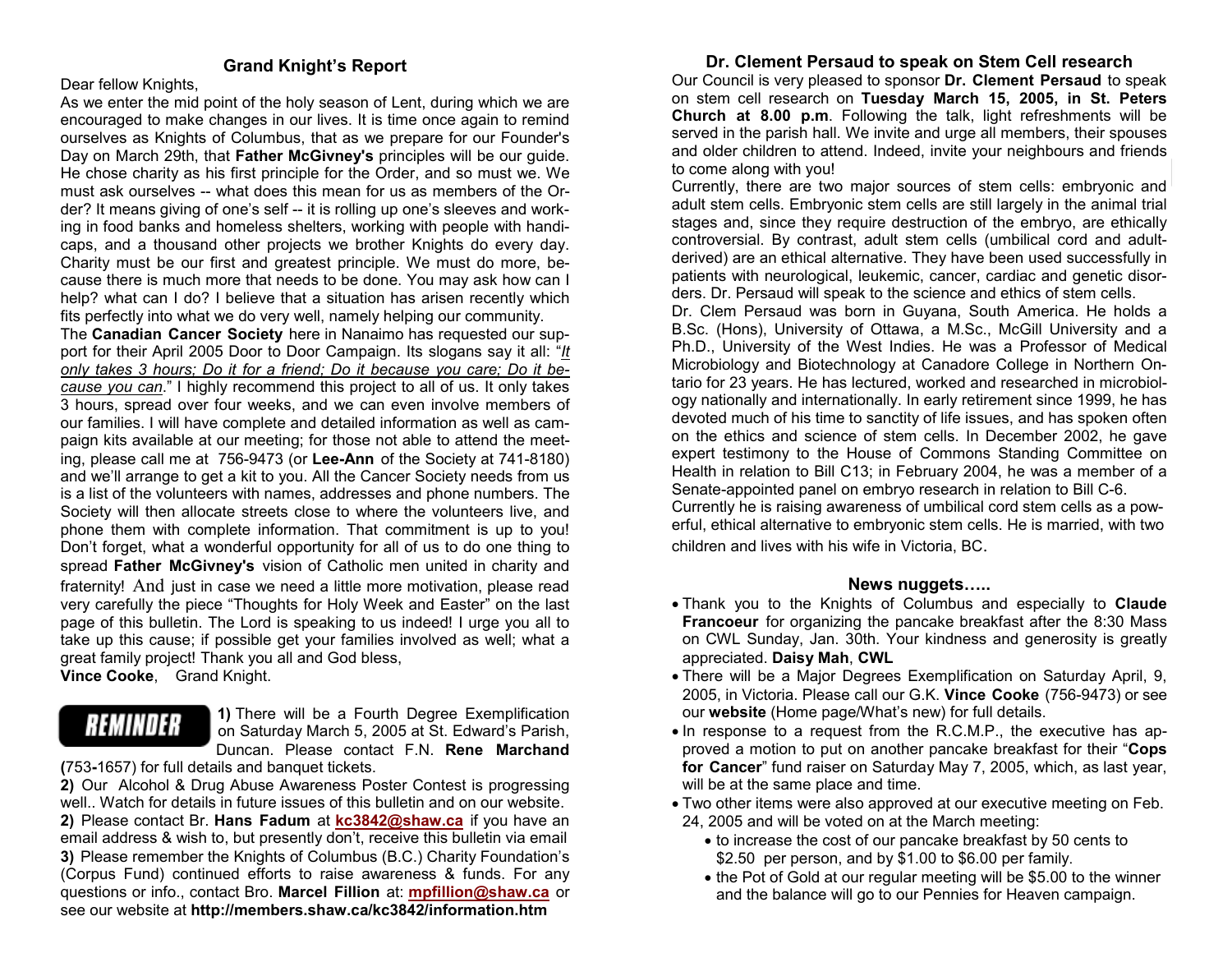## Grand Knight's Report

Dear fellow Knights,

As we enter the mid point of the holy season of Lent, during which we are encouraged to make changes in our lives. It is time once again to remind ourselves as Knights of Columbus, that as we prepare for our Founder's Day on March 29th, that **Father McGivney's** principles will be our guide. He chose charity as his first principle for the Order, and so must we. We must ask ourselves -- what does this mean for us as members of the Order? It means giving of one's self -- it is rolling up one's sleeves and working in food banks and homeless shelters, working with people with handicaps, and a thousand other projects we brother Knights do every day. Charity must be our first and greatest principle. We must do more, because there is much more that needs to be done. You may ask how can I help? what can I do? I believe that a situation has arisen recently which fits perfectly into what we do very well, namely helping our community.

The **Canadian Cancer Society** here in Nanaimo has requested our support for their April 2005 Door to Door Campaign. Its slogans say it all: "*It only takes 3 hours; Do it for a friend; Do it because you care; Do it because you can*." I highly recommend this project to all of us. It only takes 3 hours, spread over four weeks, and we can even involve members of our families. I will have complete and detailed information as well as campaign kits available at our meeting; for those not able to attend the meeting, please call me at 756-9473 (or **Lee-Ann** of the Society at 741-8180) and we'll arrange to get a kit to you. All the Cancer Society needs from us is a list of the volunteers with names, addresses and phone numbers. The Society will then allocate streets close to where the volunteers live, and phone them with complete information. That commitment is up to you! Don't forget, what a wonderful opportunity for all of us to do one thing to spread **Father McGivney's** vision of Catholic men united in charity and fraternity! And just in case we need a little more motivation, please read very carefully the piece "Thoughts for Holy Week and Easter" on the last page of this bulletin. The Lord is speaking to us indeed! I urge you all to take up this cause; if possible get your families involved as well; what a great family project! Thank you all and God bless,

**Vince Cooke**, Grand Knight.

**REMINDER**

**1)** There will be a Fourth Degree Exemplification on Saturday March 5, 2005 at St. Edward's Parish, Duncan. Please contact F.N. **Rene Marchand (**753**-**1657) for full details and banquet tickets.

**2)** Our Alcohol & Drug Abuse Awareness Poster Contest is progressing well.. Watch for details in future issues of this bulletin and on our website.

**2)** Please contact Br. **Hans Fadum** at **kc3842@shaw.ca** if you have an email address & wish to, but presently don't, receive this bulletin via email

**3)** Please remember the Knights of Columbus (B.C.) Charity Foundation's (Corpus Fund) continued efforts to raise awareness & funds. For any questions or info., contact Bro. **Marcel Fillion** at: **mpfillion@shaw.ca** or see our website at **http://members.shaw.ca/kc3842/information.htm**

## Dr. Clement Persaud to speak on Stem Cell research

Our Council is very pleased to sponsor **Dr. Clement Persaud** to speak on stem cell research on **Tuesday March 15, 2005, in St. Peters Church at 8.00 p.m**. Following the talk, light refreshments will be served in the parish hall. We invite and urge all members, their spouses and older children to attend. Indeed, invite your neighbours and friends to come along with you!

Currently, there are two major sources of stem cells: embryonic and adult stem cells. Embryonic stem cells are still largely in the animal trial stages and, since they require destruction of the embryo, are ethically controversial. By contrast, adult stem cells (umbilical cord and adult-derived) are an ethical alternative. They have been used successfully in patients with neurological, leukemic, cancer, cardiac and genetic disorders. Dr. Persaud will speak to the science and ethics of stem cells.

Dr. Clem Persaud was born in Guyana, South America. He holds a B.Sc. (Hons), University of Ottawa, a M.Sc., McGill University and a Ph.D., University of the West Indies. He was a Professor of Medical Microbiology and Biotechnology at Canadore College in Northern Ontario for 23 years. He has lectured, worked and researched in microbiology nationally and internationally. In early retirement since 1999, he has devoted much of his time to sanctity of life issues, and has spoken often on the ethics and science of stem cells. In December 2002, he gave expert testimony to the House of Commons Standing Committee on Health in relation to Bill C13; in February 2004, he was a member of a Senate-appointed panel on embryo research in relation to Bill C-6.

Currently he is raising awareness of umbilical cord stem cells as a powerful, ethical alternative to embryonic stem cells. He is married, with two children and lives with his wife in Victoria, BC.

## News nuggets…..

- Thank you to the Knights of Columbus and especially to **Claude Francoeur** for organizing the pancake breakfast after the 8:30 Mass on CWL Sunday, Jan. 30th. Your kindness and generosity is greatly appreciated. **Daisy Mah**, **CWL**
- There will be a Major Degrees Exemplification on Saturday April, 9, 2005, in Victoria. Please call our G.K. **Vince Cooke** (756-9473) or see our **website** (Home page/What's new) for full details.
- In response to a request from the R.C.M.P., the executive has approved a motion to put on another pancake breakfast for their "**Cops for Cancer**" fund raiser on Saturday May 7, 2005, which, as last year, will be at the same place and time.
- Two other items were also approved at our executive meeting on Feb. 24, 2005 and will be voted on at the March meeting:
  - to increase the cost of our pancake breakfast by 50 cents to $2.50 per person, and by $1.00 to $6.00 per family.
  - the Pot of Gold at our regular meeting will be $5.00 to the winner and the balance will go to our Pennies for Heaven campaign.